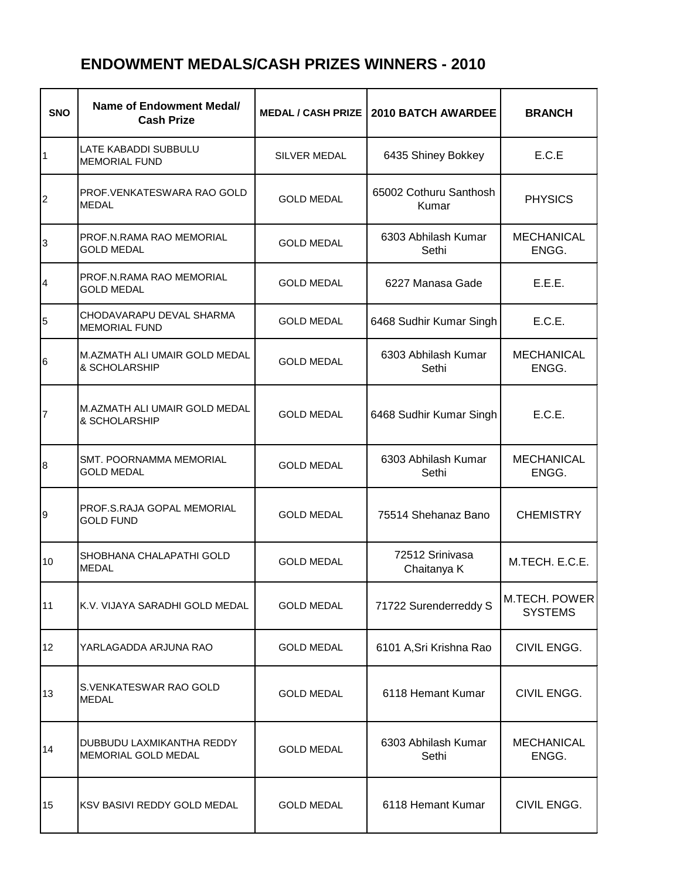# ENDOWMENT MEDALS/CASH PRIZES WINNERS - 2010

| SNO | Name of Endowment Medal/ Cash Prize | MEDAL / CASH PRIZE | 2010 BATCH AWARDEE | BRANCH |
|---|---|---|---|---|
| 1 | LATE KABADDI SUBBULU MEMORIAL FUND | SILVER MEDAL | 6435 Shiney Bokkey | E.C.E |
| 2 | PROF.VENKATESWARA RAO GOLD MEDAL | GOLD MEDAL | 65002 Cothuru Santhosh Kumar | PHYSICS |
| 3 | PROF.N.RAMA RAO MEMORIAL GOLD MEDAL | GOLD MEDAL | 6303 Abhilash Kumar Sethi | MECHANICAL ENGG. |
| 4 | PROF.N.RAMA RAO MEMORIAL GOLD MEDAL | GOLD MEDAL | 6227 Manasa Gade | E.E.E. |
| 5 | CHODAVARAPU DEVAL SHARMA MEMORIAL FUND | GOLD MEDAL | 6468 Sudhir Kumar Singh | E.C.E. |
| 6 | M.AZMATH ALI UMAIR GOLD MEDAL & SCHOLARSHIP | GOLD MEDAL | 6303 Abhilash Kumar Sethi | MECHANICAL ENGG. |
| 7 | M.AZMATH ALI UMAIR GOLD MEDAL & SCHOLARSHIP | GOLD MEDAL | 6468 Sudhir Kumar Singh | E.C.E. |
| 8 | SMT. POORNAMMA MEMORIAL GOLD MEDAL | GOLD MEDAL | 6303 Abhilash Kumar Sethi | MECHANICAL ENGG. |
| 9 | PROF.S.RAJA GOPAL MEMORIAL GOLD FUND | GOLD MEDAL | 75514 Shehanaz Bano | CHEMISTRY |
| 10 | SHOBHANA CHALAPATHI GOLD MEDAL | GOLD MEDAL | 72512 Srinivasa Chaitanya K | M.TECH. E.C.E. |
| 11 | K.V. VIJAYA SARADHI GOLD MEDAL | GOLD MEDAL | 71722 Surenderreddy S | M.TECH. POWER SYSTEMS |
| 12 | YARLAGADDA ARJUNA RAO | GOLD MEDAL | 6101 A,Sri Krishna Rao | CIVIL ENGG. |
| 13 | S.VENKATESWAR RAO GOLD MEDAL | GOLD MEDAL | 6118 Hemant Kumar | CIVIL ENGG. |
| 14 | DUBBUDU LAXMIKANTHA REDDY MEMORIAL GOLD MEDAL | GOLD MEDAL | 6303 Abhilash Kumar Sethi | MECHANICAL ENGG. |
| 15 | KSV BASIVI REDDY GOLD MEDAL | GOLD MEDAL | 6118 Hemant Kumar | CIVIL ENGG. |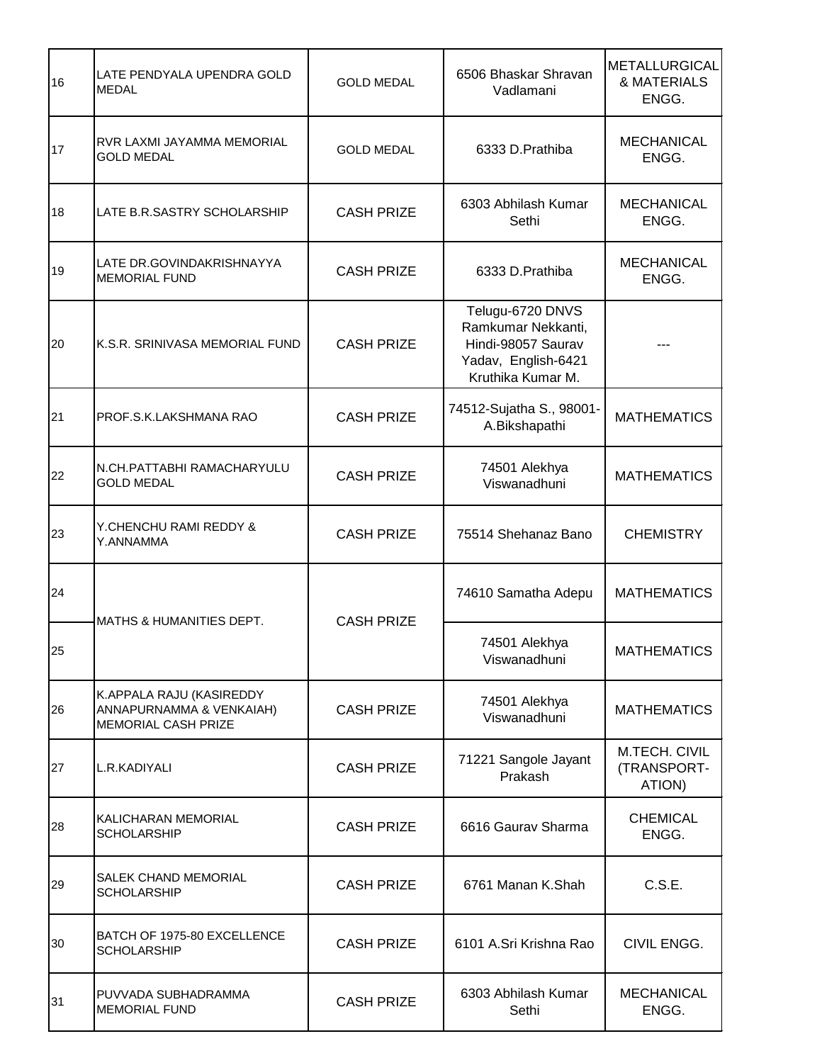| 16 | LATE PENDYALA UPENDRA GOLD MEDAL | GOLD MEDAL | 6506 Bhaskar Shravan Vadlamani | METALLURGICAL & MATERIALS ENGG. |
|---|---|---|---|---|
| 17 | RVR LAXMI JAYAMMA MEMORIAL GOLD MEDAL | GOLD MEDAL | 6333 D.Prathiba | MECHANICAL ENGG. |
| 18 | LATE B.R.SASTRY SCHOLARSHIP | CASH PRIZE | 6303 Abhilash Kumar Sethi | MECHANICAL ENGG. |
| 19 | LATE DR.GOVINDAKRISHNAYYA MEMORIAL FUND | CASH PRIZE | 6333 D.Prathiba | MECHANICAL ENGG. |
| 20 | K.S.R. SRINIVASA MEMORIAL FUND | CASH PRIZE | Telugu-6720 DNVS Ramkumar Nekkanti, Hindi-98057 Saurav Yadav, English-6421 Kruthika Kumar M. | --- |
| 21 | PROF.S.K.LAKSHMANA RAO | CASH PRIZE | 74512-Sujatha S., 98001-A.Bikshapathi | MATHEMATICS |
| 22 | N.CH.PATTABHI RAMACHARYULU GOLD MEDAL | CASH PRIZE | 74501 Alekhya Viswanadhuni | MATHEMATICS |
| 23 | Y.CHENCHU RAMI REDDY & Y.ANNAMMA | CASH PRIZE | 75514 Shehanaz Bano | CHEMISTRY |
| 24 | MATHS & HUMANITIES DEPT. | CASH PRIZE | 74610 Samatha Adepu | MATHEMATICS |
| 25 | | | 74501 Alekhya Viswanadhuni | MATHEMATICS |
| 26 | K.APPALA RAJU (KASIREDDY ANNAPURNAMMA & VENKAIAH) MEMORIAL CASH PRIZE | CASH PRIZE | 74501 Alekhya Viswanadhuni | MATHEMATICS |
| 27 | L.R.KADIYALI | CASH PRIZE | 71221 Sangole Jayant Prakash | M.TECH. CIVIL (TRANSPORT-ATION) |
| 28 | KALICHARAN MEMORIAL SCHOLARSHIP | CASH PRIZE | 6616 Gaurav Sharma | CHEMICAL ENGG. |
| 29 | SALEK CHAND MEMORIAL SCHOLARSHIP | CASH PRIZE | 6761 Manan K.Shah | C.S.E. |
| 30 | BATCH OF 1975-80 EXCELLENCE SCHOLARSHIP | CASH PRIZE | 6101 A.Sri Krishna Rao | CIVIL ENGG. |
| 31 | PUVVADA SUBHADRAMMA MEMORIAL FUND | CASH PRIZE | 6303 Abhilash Kumar Sethi | MECHANICAL ENGG. |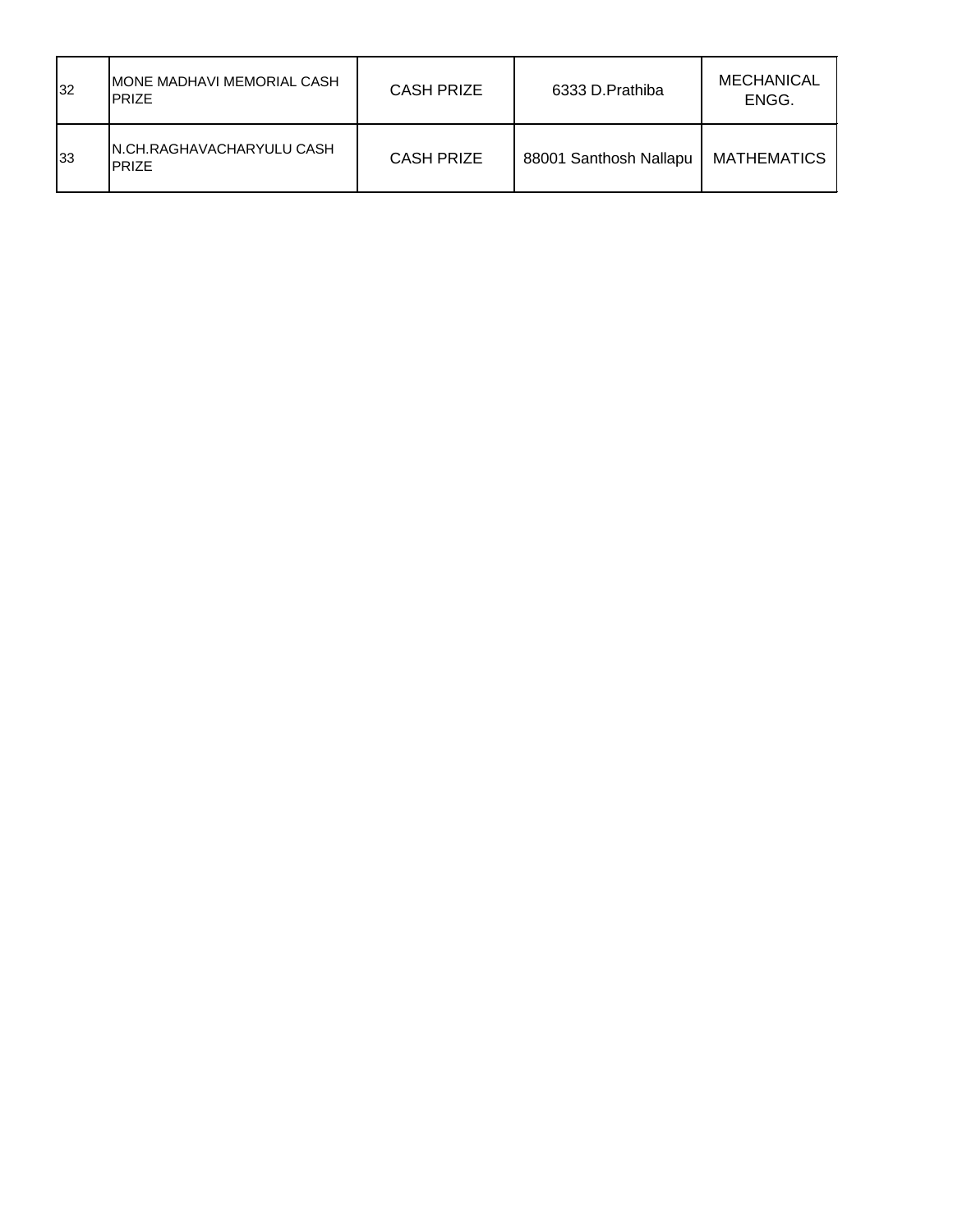| | | | | |
|---|---|---|---|---|
| 32 | MONE MADHAVI MEMORIAL CASH PRIZE | CASH PRIZE | 6333 D.Prathiba | MECHANICAL ENGG. |
| 33 | N.CH.RAGHAVACHARYULU CASH PRIZE | CASH PRIZE | 88001 Santhosh Nallapu | MATHEMATICS |